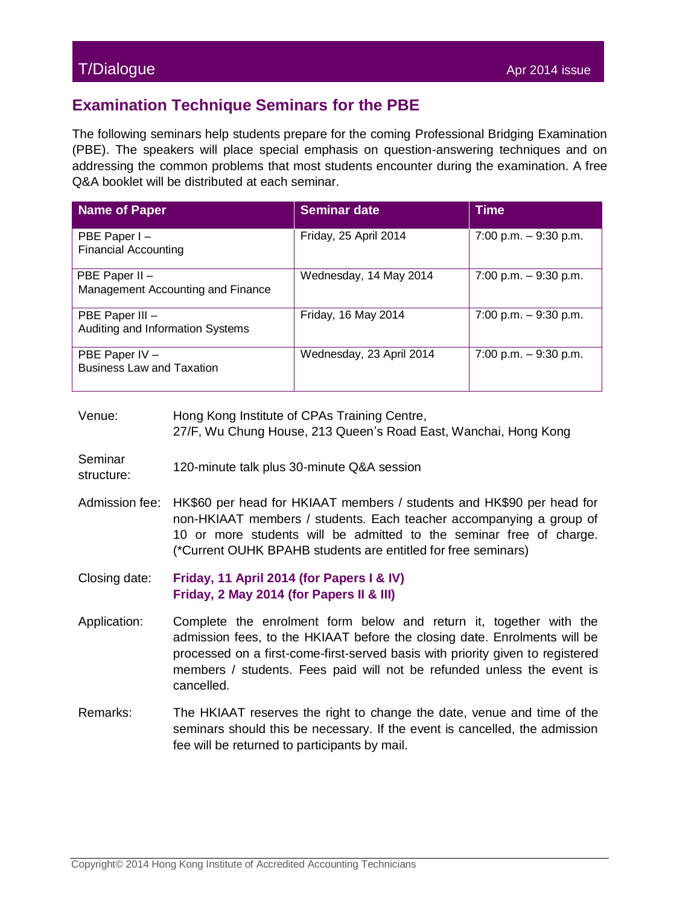## Examination Technique Seminars for the PBE

The following seminars help students prepare for the coming Professional Bridging Examination (PBE). The speakers will place special emphasis on question-answering techniques and on addressing the common problems that most students encounter during the examination. A free Q&A booklet will be distributed at each seminar.

| Name of Paper | Seminar date | Time |
| --- | --- | --- |
| PBE Paper I – Financial Accounting | Friday, 25 April 2014 | 7:00 p.m. – 9:30 p.m. |
| PBE Paper II – Management Accounting and Finance | Wednesday, 14 May 2014 | 7:00 p.m. – 9:30 p.m. |
| PBE Paper III – Auditing and Information Systems | Friday, 16 May 2014 | 7:00 p.m. – 9:30 p.m. |
| PBE Paper IV – Business Law and Taxation | Wednesday, 23 April 2014 | 7:00 p.m. – 9:30 p.m. |

**Venue:** Hong Kong Institute of CPAs Training Centre, 27/F, Wu Chung House, 213 Queen's Road East, Wanchai, Hong Kong

**Seminar structure:** 120-minute talk plus 30-minute Q&A session

**Admission fee:** HK$60 per head for HKIAAT members / students and HK$90 per head for non-HKIAAT members / students. Each teacher accompanying a group of 10 or more students will be admitted to the seminar free of charge. (*Current OUHK BPAHB students are entitled for free seminars)

**Closing date:** **Friday, 11 April 2014 (for Papers I & IV)**
**Friday, 2 May 2014 (for Papers II & III)**

**Application:** Complete the enrolment form below and return it, together with the admission fees, to the HKIAAT before the closing date. Enrolments will be processed on a first-come-first-served basis with priority given to registered members / students. Fees paid will not be refunded unless the event is cancelled.

**Remarks:** The HKIAAT reserves the right to change the date, venue and time of the seminars should this be necessary. If the event is cancelled, the admission fee will be returned to participants by mail.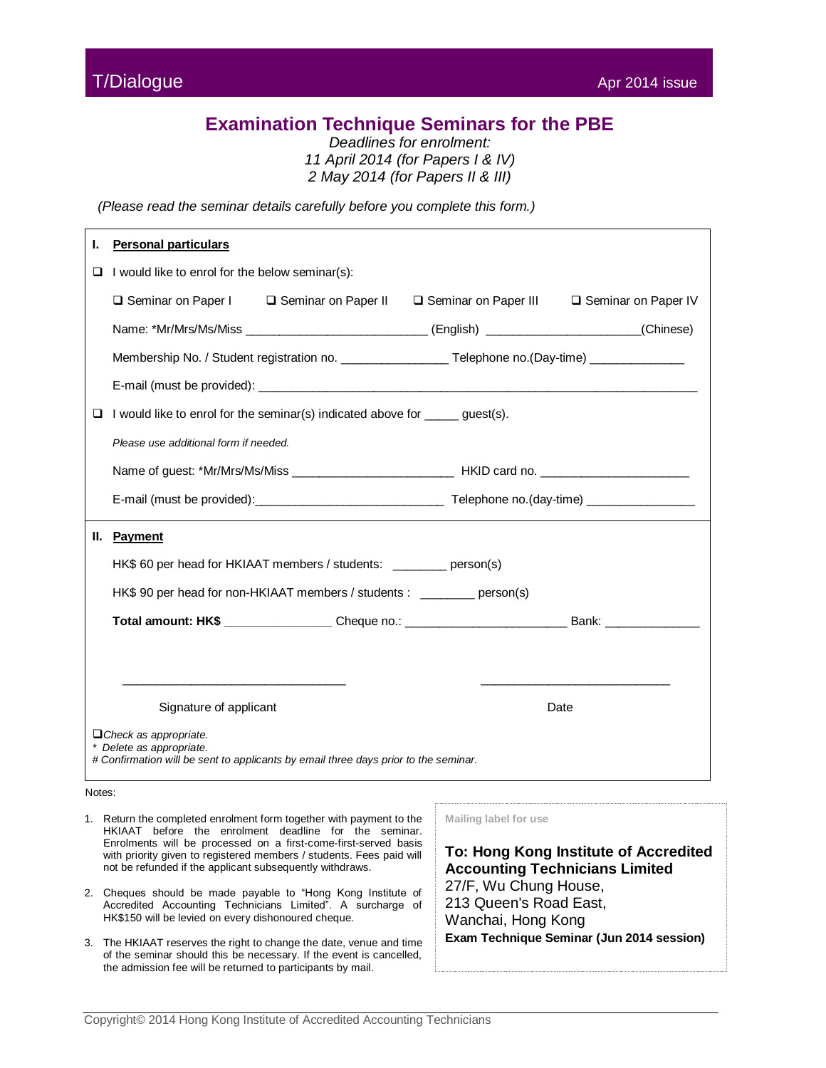# Examination Technique Seminars for the PBE

*Deadlines for enrolment:*
*11 April 2014 (for Papers I & IV)*
*2 May 2014 (for Papers II & III)*

*(Please read the seminar details carefully before you complete this form.)*

## I. Personal particulars

❑ I would like to enrol for the below seminar(s):

❑ Seminar on Paper I ❑ Seminar on Paper II ❑ Seminar on Paper III ❑ Seminar on Paper IV

Name: *Mr/Mrs/Ms/Miss ___________________________ (English) ______________________(Chinese)

Membership No. / Student registration no. ________________ Telephone no.(Day-time) ______________

E-mail (must be provided): ____________________________________________________________________

❑ I would like to enrol for the seminar(s) indicated above for _____ guest(s).

*Please use additional form if needed.*

Name of guest: *Mr/Mrs/Ms/Miss ________________________ HKID card no. ______________________

E-mail (must be provided):___________________________ Telephone no.(day-time) ________________

## II. Payment

HK$ 60 per head for HKIAAT members / students: ________ person(s)

HK$ 90 per head for non-HKIAAT members / students : ________ person(s)

**Total amount: HK$** ________________ Cheque no.: ________________________ Bank: ______________

________________________________ ___________________________

Signature of applicant Date

❑*Check as appropriate.*
\* *Delete as appropriate.*
*# Confirmation will be sent to applicants by email three days prior to the seminar.*

Notes:

1. Return the completed enrolment form together with payment to the HKIAAT before the enrolment deadline for the seminar. Enrolments will be processed on a first-come-first-served basis with priority given to registered members / students. Fees paid will not be refunded if the applicant subsequently withdraws.
2. Cheques should be made payable to "Hong Kong Institute of Accredited Accounting Technicians Limited". A surcharge of HK$150 will be levied on every dishonoured cheque.
3. The HKIAAT reserves the right to change the date, venue and time of the seminar should this be necessary. If the event is cancelled, the admission fee will be returned to participants by mail.

Mailing label for use

**To: Hong Kong Institute of Accredited Accounting Technicians Limited**
27/F, Wu Chung House,
213 Queen's Road East,
Wanchai, Hong Kong
**Exam Technique Seminar (Jun 2014 session)**